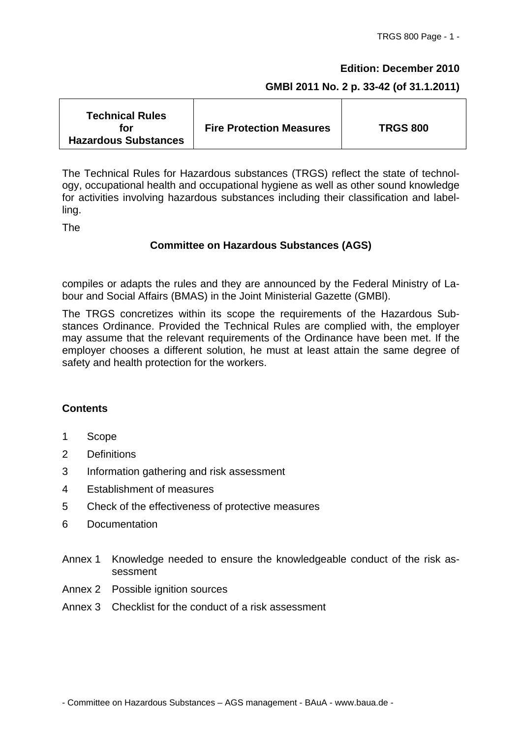**Edition: December 2010**

**GMBl 2011 No. 2 p. 33-42 (of 31.1.2011)**

| Technical Rules for Hazardous Substances | Fire Protection Measures | TRGS 800 |
|---|---|---|

The Technical Rules for Hazardous substances (TRGS) reflect the state of technology, occupational health and occupational hygiene as well as other sound knowledge for activities involving hazardous substances including their classification and labelling.

The

**Committee on Hazardous Substances (AGS)**

compiles or adapts the rules and they are announced by the Federal Ministry of Labour and Social Affairs (BMAS) in the Joint Ministerial Gazette (GMBl).

The TRGS concretizes within its scope the requirements of the Hazardous Substances Ordinance. Provided the Technical Rules are complied with, the employer may assume that the relevant requirements of the Ordinance have been met. If the employer chooses a different solution, he must at least attain the same degree of safety and health protection for the workers.

**Contents**

1 Scope

2 Definitions

3 Information gathering and risk assessment

4 Establishment of measures

5 Check of the effectiveness of protective measures

6 Documentation

Annex 1 Knowledge needed to ensure the knowledgeable conduct of the risk assessment

Annex 2 Possible ignition sources

Annex 3 Checklist for the conduct of a risk assessment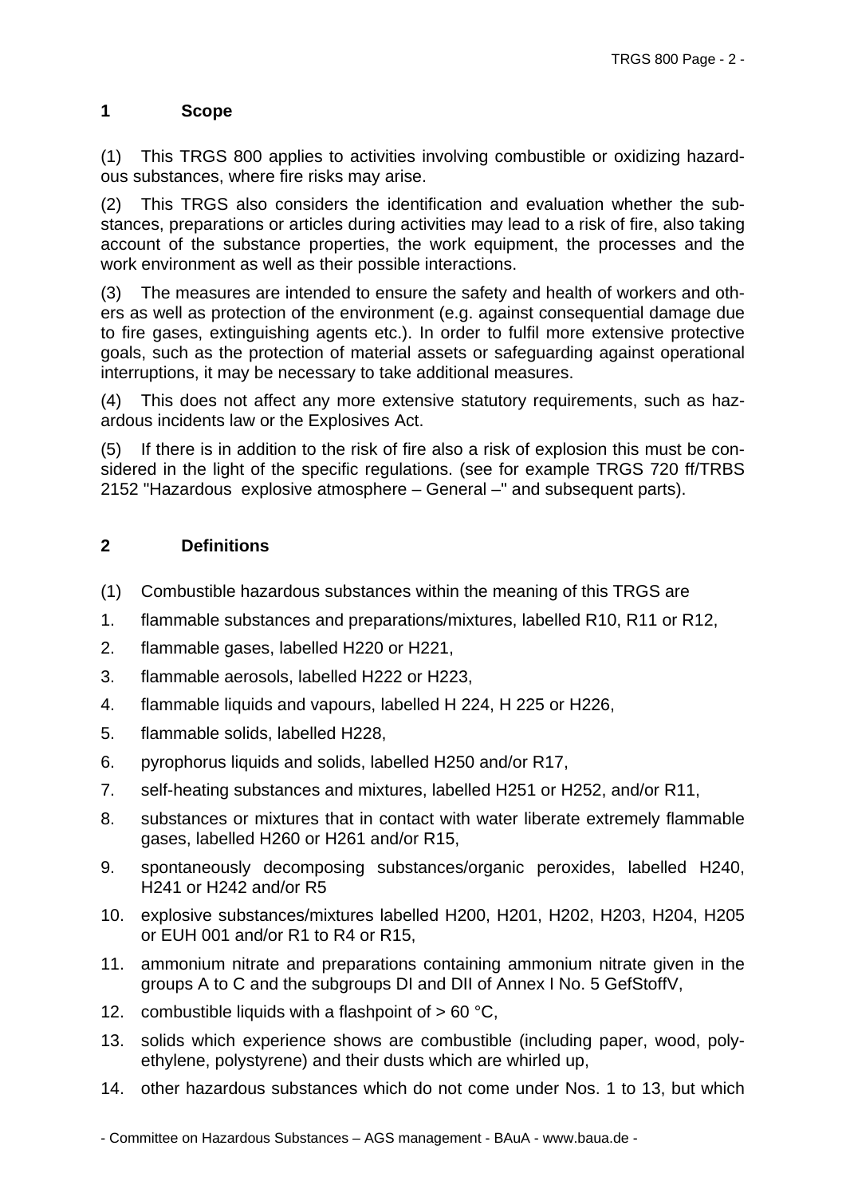## 1 Scope

(1) This TRGS 800 applies to activities involving combustible or oxidizing hazardous substances, where fire risks may arise.

(2) This TRGS also considers the identification and evaluation whether the substances, preparations or articles during activities may lead to a risk of fire, also taking account of the substance properties, the work equipment, the processes and the work environment as well as their possible interactions.

(3) The measures are intended to ensure the safety and health of workers and others as well as protection of the environment (e.g. against consequential damage due to fire gases, extinguishing agents etc.). In order to fulfil more extensive protective goals, such as the protection of material assets or safeguarding against operational interruptions, it may be necessary to take additional measures.

(4) This does not affect any more extensive statutory requirements, such as hazardous incidents law or the Explosives Act.

(5) If there is in addition to the risk of fire also a risk of explosion this must be considered in the light of the specific regulations. (see for example TRGS 720 ff/TRBS 2152 "Hazardous explosive atmosphere – General –" and subsequent parts).

## 2 Definitions

(1) Combustible hazardous substances within the meaning of this TRGS are

1. flammable substances and preparations/mixtures, labelled R10, R11 or R12,
2. flammable gases, labelled H220 or H221,
3. flammable aerosols, labelled H222 or H223,
4. flammable liquids and vapours, labelled H 224, H 225 or H226,
5. flammable solids, labelled H228,
6. pyrophorus liquids and solids, labelled H250 and/or R17,
7. self-heating substances and mixtures, labelled H251 or H252, and/or R11,
8. substances or mixtures that in contact with water liberate extremely flammable gases, labelled H260 or H261 and/or R15,
9. spontaneously decomposing substances/organic peroxides, labelled H240, H241 or H242 and/or R5
10. explosive substances/mixtures labelled H200, H201, H202, H203, H204, H205 or EUH 001 and/or R1 to R4 or R15,
11. ammonium nitrate and preparations containing ammonium nitrate given in the groups A to C and the subgroups DI and DII of Annex I No. 5 GefStoffV,
12. combustible liquids with a flashpoint of > 60 °C,
13. solids which experience shows are combustible (including paper, wood, polyethylene, polystyrene) and their dusts which are whirled up,
14. other hazardous substances which do not come under Nos. 1 to 13, but which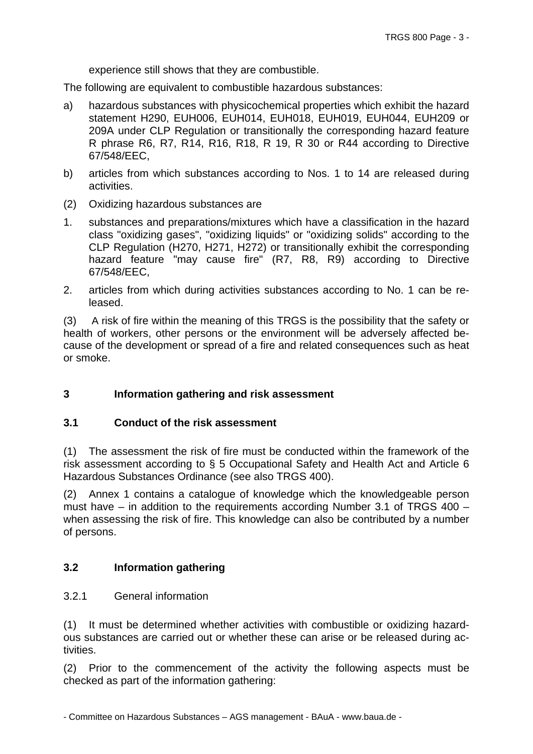experience still shows that they are combustible.

The following are equivalent to combustible hazardous substances:

a) hazardous substances with physicochemical properties which exhibit the hazard statement H290, EUH006, EUH014, EUH018, EUH019, EUH044, EUH209 or 209A under CLP Regulation or transitionally the corresponding hazard feature R phrase R6, R7, R14, R16, R18, R 19, R 30 or R44 according to Directive 67/548/EEC,

b) articles from which substances according to Nos. 1 to 14 are released during activities.

(2) Oxidizing hazardous substances are

1. substances and preparations/mixtures which have a classification in the hazard class "oxidizing gases", "oxidizing liquids" or "oxidizing solids" according to the CLP Regulation (H270, H271, H272) or transitionally exhibit the corresponding hazard feature "may cause fire" (R7, R8, R9) according to Directive 67/548/EEC,

2. articles from which during activities substances according to No. 1 can be released.

(3) A risk of fire within the meaning of this TRGS is the possibility that the safety or health of workers, other persons or the environment will be adversely affected because of the development or spread of a fire and related consequences such as heat or smoke.

## 3 Information gathering and risk assessment

### 3.1 Conduct of the risk assessment

(1) The assessment the risk of fire must be conducted within the framework of the risk assessment according to § 5 Occupational Safety and Health Act and Article 6 Hazardous Substances Ordinance (see also TRGS 400).

(2) Annex 1 contains a catalogue of knowledge which the knowledgeable person must have – in addition to the requirements according Number 3.1 of TRGS 400 – when assessing the risk of fire. This knowledge can also be contributed by a number of persons.

### 3.2 Information gathering

#### 3.2.1 General information

(1) It must be determined whether activities with combustible or oxidizing hazardous substances are carried out or whether these can arise or be released during activities.

(2) Prior to the commencement of the activity the following aspects must be checked as part of the information gathering: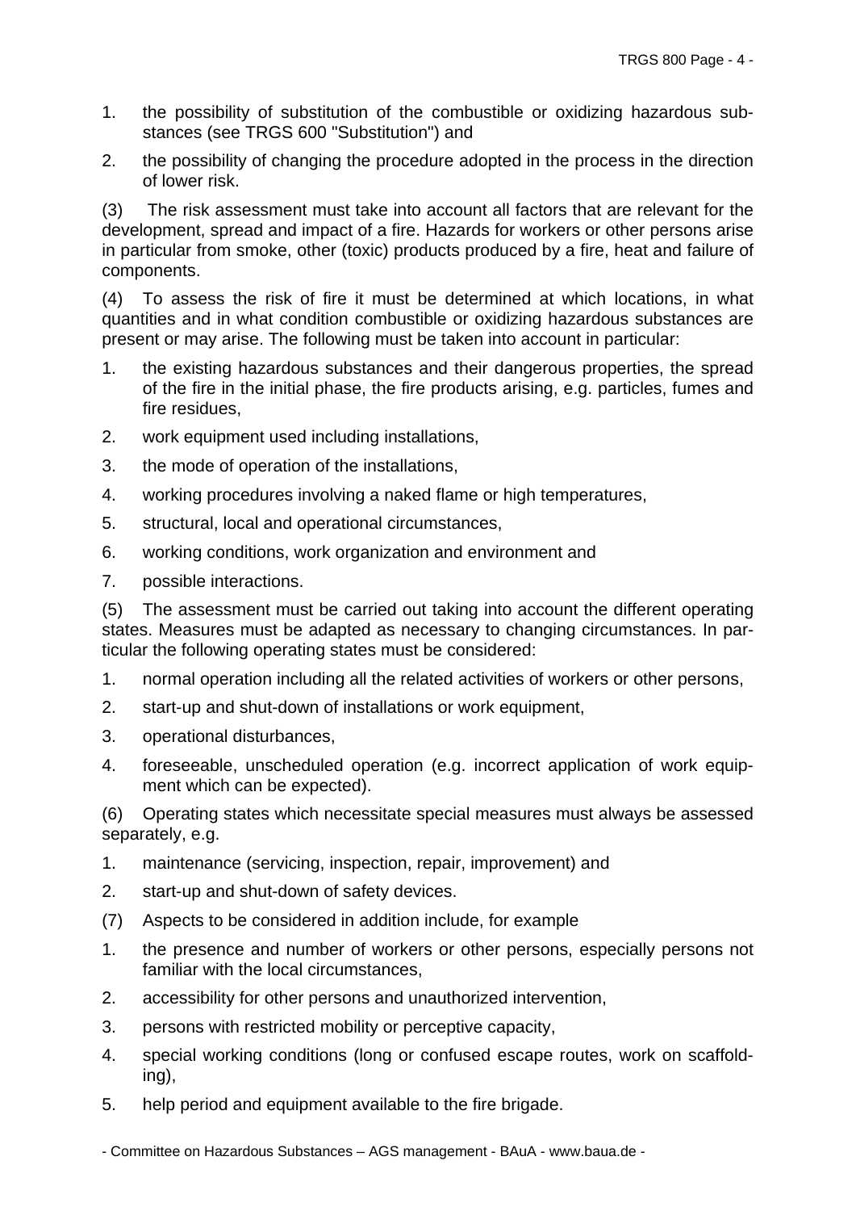1. the possibility of substitution of the combustible or oxidizing hazardous substances (see TRGS 600 "Substitution") and

2. the possibility of changing the procedure adopted in the process in the direction of lower risk.

(3) The risk assessment must take into account all factors that are relevant for the development, spread and impact of a fire. Hazards for workers or other persons arise in particular from smoke, other (toxic) products produced by a fire, heat and failure of components.

(4) To assess the risk of fire it must be determined at which locations, in what quantities and in what condition combustible or oxidizing hazardous substances are present or may arise. The following must be taken into account in particular:

1. the existing hazardous substances and their dangerous properties, the spread of the fire in the initial phase, the fire products arising, e.g. particles, fumes and fire residues,

2. work equipment used including installations,

3. the mode of operation of the installations,

4. working procedures involving a naked flame or high temperatures,

5. structural, local and operational circumstances,

6. working conditions, work organization and environment and

7. possible interactions.

(5) The assessment must be carried out taking into account the different operating states. Measures must be adapted as necessary to changing circumstances. In particular the following operating states must be considered:

1. normal operation including all the related activities of workers or other persons,

2. start-up and shut-down of installations or work equipment,

3. operational disturbances,

4. foreseeable, unscheduled operation (e.g. incorrect application of work equipment which can be expected).

(6) Operating states which necessitate special measures must always be assessed separately, e.g.

1. maintenance (servicing, inspection, repair, improvement) and

2. start-up and shut-down of safety devices.

(7) Aspects to be considered in addition include, for example

1. the presence and number of workers or other persons, especially persons not familiar with the local circumstances,

2. accessibility for other persons and unauthorized intervention,

3. persons with restricted mobility or perceptive capacity,

4. special working conditions (long or confused escape routes, work on scaffolding),

5. help period and equipment available to the fire brigade.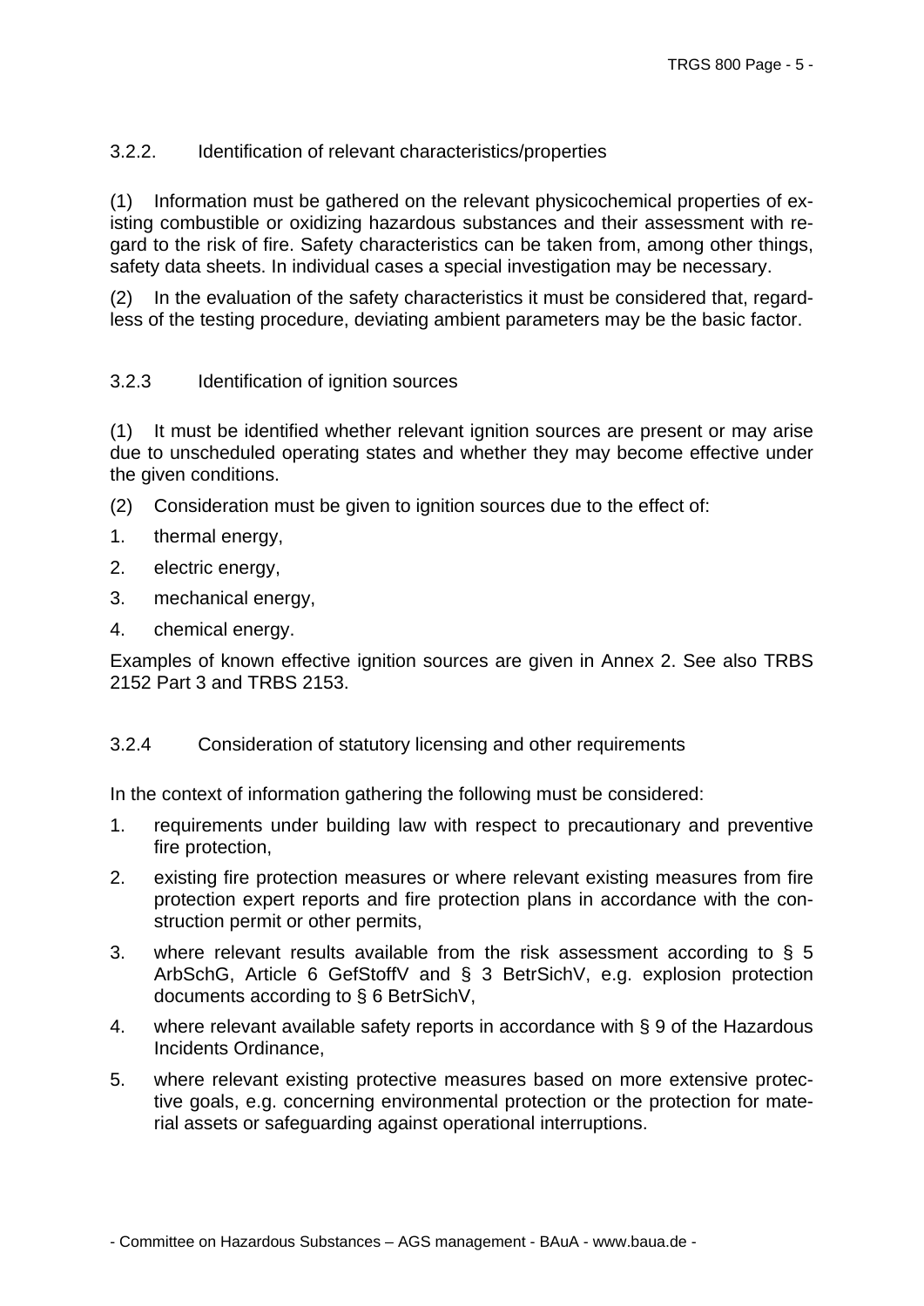### 3.2.2. Identification of relevant characteristics/properties

(1) Information must be gathered on the relevant physicochemical properties of existing combustible or oxidizing hazardous substances and their assessment with regard to the risk of fire. Safety characteristics can be taken from, among other things, safety data sheets. In individual cases a special investigation may be necessary.

(2) In the evaluation of the safety characteristics it must be considered that, regardless of the testing procedure, deviating ambient parameters may be the basic factor.

### 3.2.3 Identification of ignition sources

(1) It must be identified whether relevant ignition sources are present or may arise due to unscheduled operating states and whether they may become effective under the given conditions.

(2) Consideration must be given to ignition sources due to the effect of:

1. thermal energy,
2. electric energy,
3. mechanical energy,
4. chemical energy.

Examples of known effective ignition sources are given in Annex 2. See also TRBS 2152 Part 3 and TRBS 2153.

### 3.2.4 Consideration of statutory licensing and other requirements

In the context of information gathering the following must be considered:

1. requirements under building law with respect to precautionary and preventive fire protection,
2. existing fire protection measures or where relevant existing measures from fire protection expert reports and fire protection plans in accordance with the construction permit or other permits,
3. where relevant results available from the risk assessment according to § 5 ArbSchG, Article 6 GefStoffV and § 3 BetrSichV, e.g. explosion protection documents according to § 6 BetrSichV,
4. where relevant available safety reports in accordance with § 9 of the Hazardous Incidents Ordinance,
5. where relevant existing protective measures based on more extensive protective goals, e.g. concerning environmental protection or the protection for material assets or safeguarding against operational interruptions.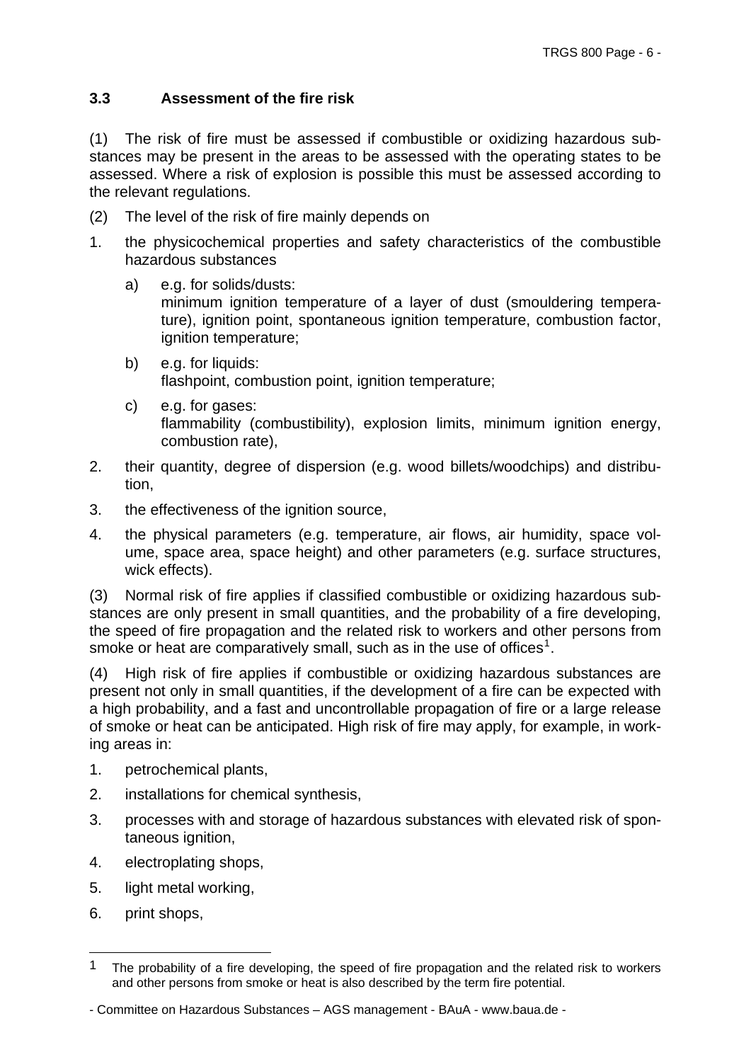### 3.3 Assessment of the fire risk

(1) The risk of fire must be assessed if combustible or oxidizing hazardous substances may be present in the areas to be assessed with the operating states to be assessed. Where a risk of explosion is possible this must be assessed according to the relevant regulations.

(2) The level of the risk of fire mainly depends on

1. the physicochemical properties and safety characteristics of the combustible hazardous substances
   a) e.g. for solids/dusts:
      minimum ignition temperature of a layer of dust (smouldering temperature), ignition point, spontaneous ignition temperature, combustion factor, ignition temperature;
   b) e.g. for liquids:
      flashpoint, combustion point, ignition temperature;
   c) e.g. for gases:
      flammability (combustibility), explosion limits, minimum ignition energy, combustion rate),
2. their quantity, degree of dispersion (e.g. wood billets/woodchips) and distribution,
3. the effectiveness of the ignition source,
4. the physical parameters (e.g. temperature, air flows, air humidity, space volume, space area, space height) and other parameters (e.g. surface structures, wick effects).

(3) Normal risk of fire applies if classified combustible or oxidizing hazardous substances are only present in small quantities, and the probability of a fire developing, the speed of fire propagation and the related risk to workers and other persons from smoke or heat are comparatively small, such as in the use of offices[1].

(4) High risk of fire applies if combustible or oxidizing hazardous substances are present not only in small quantities, if the development of a fire can be expected with a high probability, and a fast and uncontrollable propagation of fire or a large release of smoke or heat can be anticipated. High risk of fire may apply, for example, in working areas in:

1. petrochemical plants,
2. installations for chemical synthesis,
3. processes with and storage of hazardous substances with elevated risk of spontaneous ignition,
4. electroplating shops,
5. light metal working,
6. print shops,

[1] The probability of a fire developing, the speed of fire propagation and the related risk to workers and other persons from smoke or heat is also described by the term fire potential.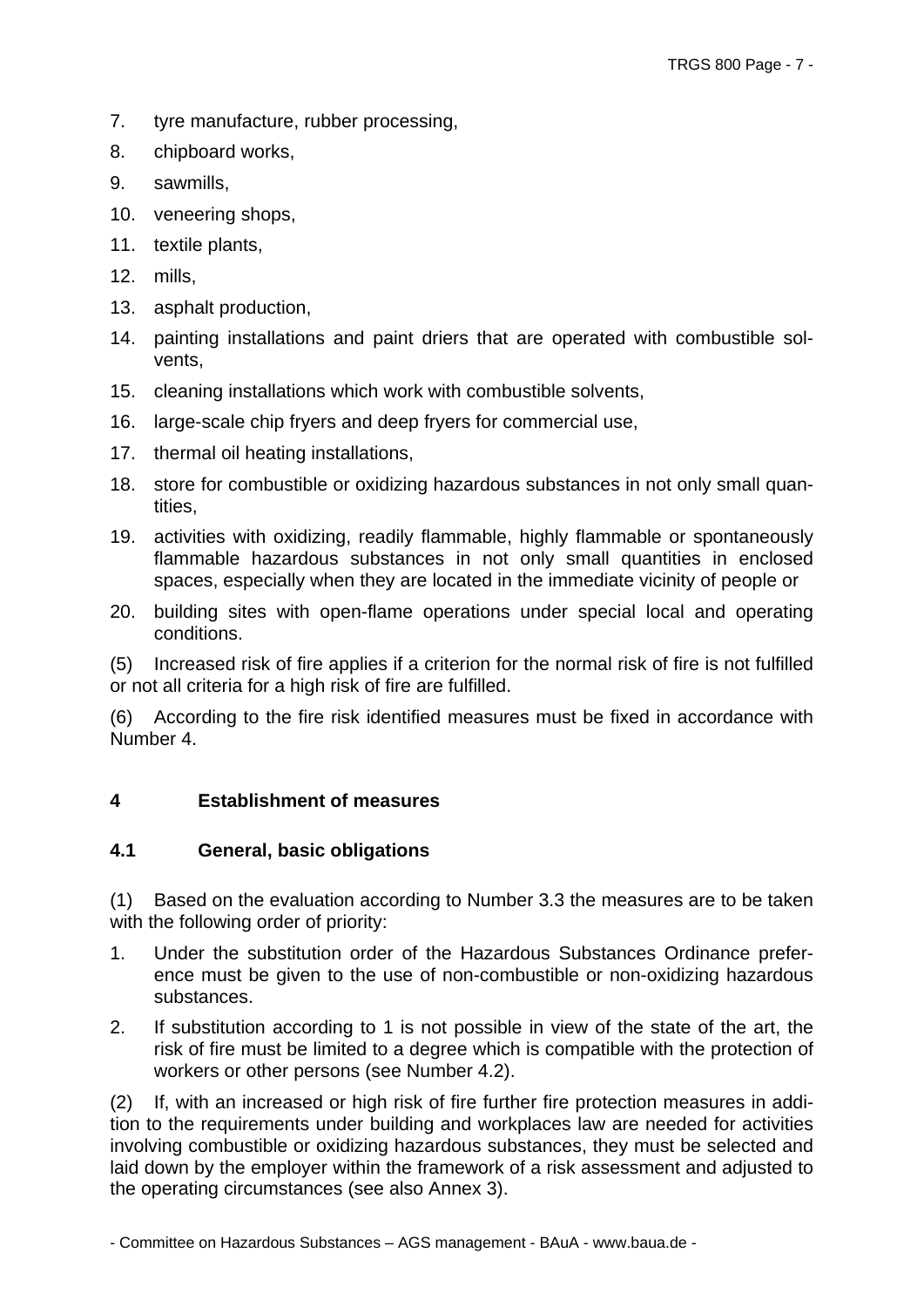7. tyre manufacture, rubber processing,
8. chipboard works,
9. sawmills,
10. veneering shops,
11. textile plants,
12. mills,
13. asphalt production,
14. painting installations and paint driers that are operated with combustible solvents,
15. cleaning installations which work with combustible solvents,
16. large-scale chip fryers and deep fryers for commercial use,
17. thermal oil heating installations,
18. store for combustible or oxidizing hazardous substances in not only small quantities,
19. activities with oxidizing, readily flammable, highly flammable or spontaneously flammable hazardous substances in not only small quantities in enclosed spaces, especially when they are located in the immediate vicinity of people or
20. building sites with open-flame operations under special local and operating conditions.

(5) Increased risk of fire applies if a criterion for the normal risk of fire is not fulfilled or not all criteria for a high risk of fire are fulfilled.

(6) According to the fire risk identified measures must be fixed in accordance with Number 4.

## 4 Establishment of measures

### 4.1 General, basic obligations

(1) Based on the evaluation according to Number 3.3 the measures are to be taken with the following order of priority:

1. Under the substitution order of the Hazardous Substances Ordinance preference must be given to the use of non-combustible or non-oxidizing hazardous substances.
2. If substitution according to 1 is not possible in view of the state of the art, the risk of fire must be limited to a degree which is compatible with the protection of workers or other persons (see Number 4.2).

(2) If, with an increased or high risk of fire further fire protection measures in addition to the requirements under building and workplaces law are needed for activities involving combustible or oxidizing hazardous substances, they must be selected and laid down by the employer within the framework of a risk assessment and adjusted to the operating circumstances (see also Annex 3).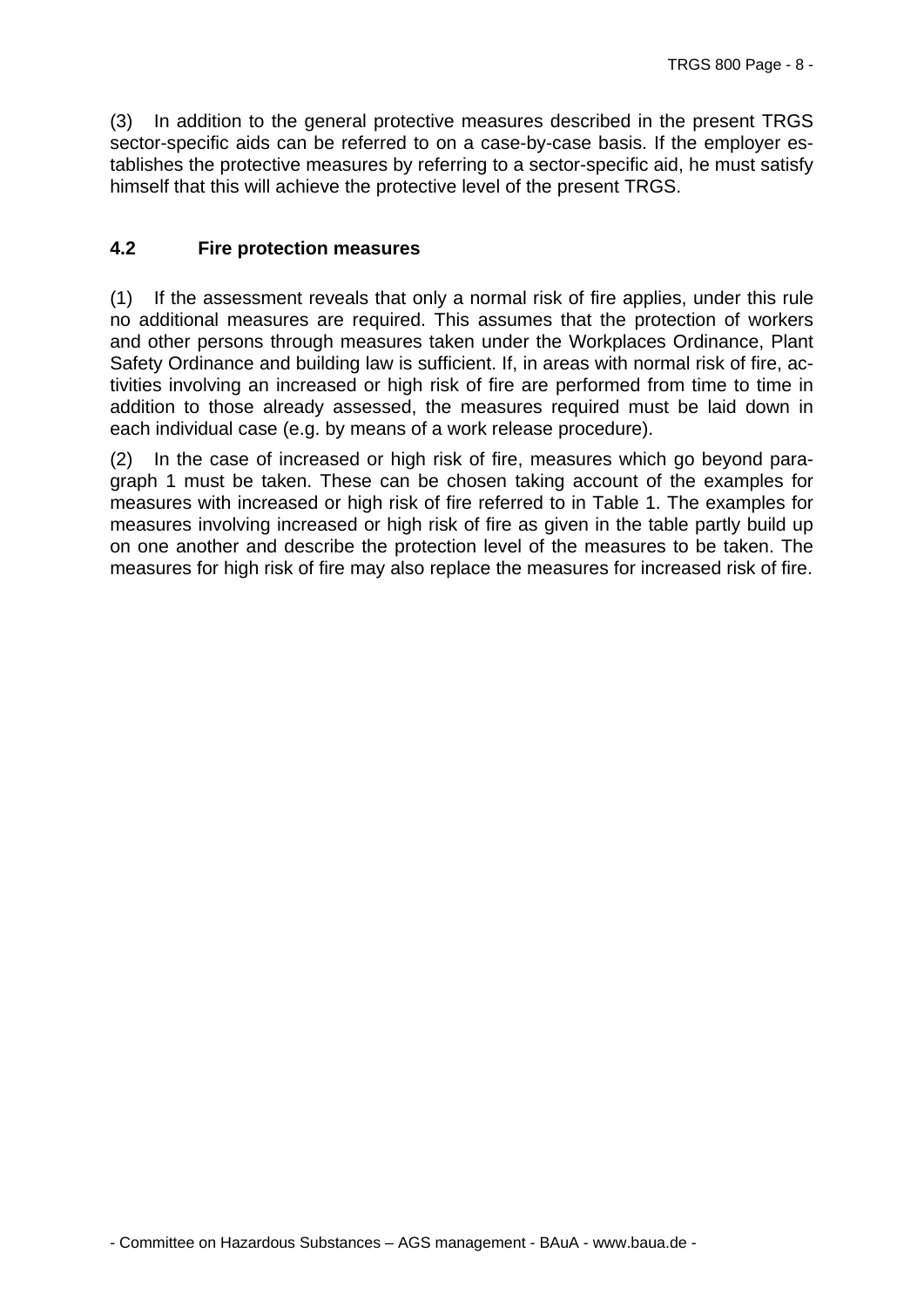(3) In addition to the general protective measures described in the present TRGS sector-specific aids can be referred to on a case-by-case basis. If the employer establishes the protective measures by referring to a sector-specific aid, he must satisfy himself that this will achieve the protective level of the present TRGS.

### 4.2 Fire protection measures

(1) If the assessment reveals that only a normal risk of fire applies, under this rule no additional measures are required. This assumes that the protection of workers and other persons through measures taken under the Workplaces Ordinance, Plant Safety Ordinance and building law is sufficient. If, in areas with normal risk of fire, activities involving an increased or high risk of fire are performed from time to time in addition to those already assessed, the measures required must be laid down in each individual case (e.g. by means of a work release procedure).

(2) In the case of increased or high risk of fire, measures which go beyond paragraph 1 must be taken. These can be chosen taking account of the examples for measures with increased or high risk of fire referred to in Table 1. The examples for measures involving increased or high risk of fire as given in the table partly build up on one another and describe the protection level of the measures to be taken. The measures for high risk of fire may also replace the measures for increased risk of fire.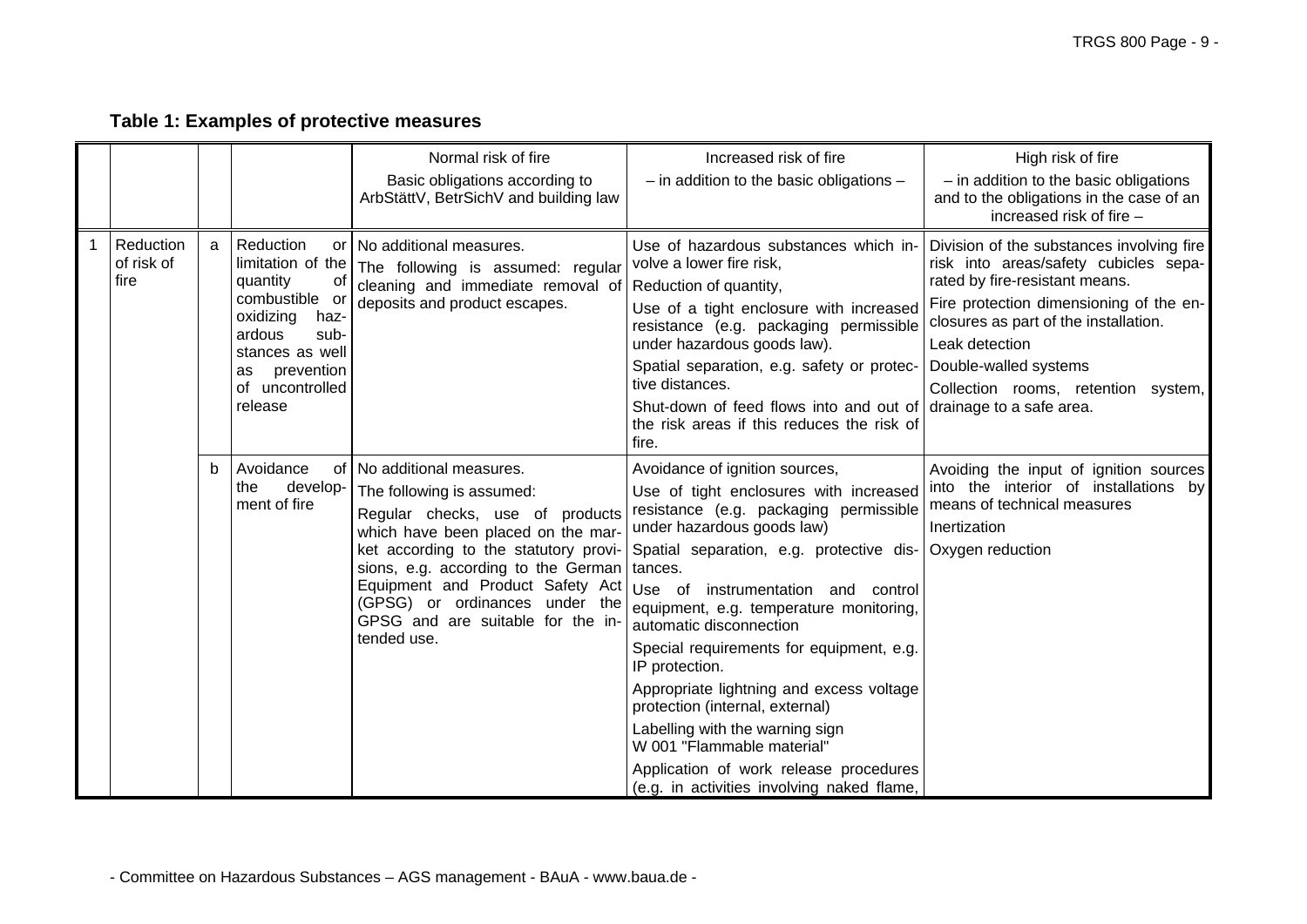**Table 1: Examples of protective measures**

| | | | | Normal risk of fire<br>Basic obligations according to ArbStättV, BetrSichV and building law | Increased risk of fire<br>– in addition to the basic obligations – | High risk of fire<br>– in addition to the basic obligations and to the obligations in the case of an increased risk of fire – |
|---|---|---|---|---|---|---|
| 1 | Reduction of risk of fire | a | Reduction or limitation of the quantity of combustible or oxidizing hazardous substances as well as prevention of uncontrolled release | No additional measures.<br>The following is assumed: regular cleaning and immediate removal of deposits and product escapes. | Use of hazardous substances which involve a lower fire risk,<br>Reduction of quantity,<br>Use of a tight enclosure with increased resistance (e.g. packaging permissible under hazardous goods law).<br>Spatial separation, e.g. safety or protective distances.<br>Shut-down of feed flows into and out of the risk areas if this reduces the risk of fire. | Division of the substances involving fire risk into areas/safety cubicles separated by fire-resistant means.<br>Fire protection dimensioning of the enclosures as part of the installation.<br>Leak detection<br>Double-walled systems<br>Collection rooms, retention system, drainage to a safe area. |
| | | b | Avoidance of the development of fire | No additional measures.<br>The following is assumed:<br>Regular checks, use of products which have been placed on the market according to the statutory provisions, e.g. according to the German Equipment and Product Safety Act (GPSG) or ordinances under the GPSG and are suitable for the intended use. | Avoidance of ignition sources,<br>Use of tight enclosures with increased resistance (e.g. packaging permissible under hazardous goods law)<br>Spatial separation, e.g. protective distances.<br>Use of instrumentation and control equipment, e.g. temperature monitoring, automatic disconnection<br>Special requirements for equipment, e.g. IP protection.<br>Appropriate lightning and excess voltage protection (internal, external)<br>Labelling with the warning sign W 001 "Flammable material"<br>Application of work release procedures (e.g. in activities involving naked flame, | Avoiding the input of ignition sources into the interior of installations by means of technical measures<br>Inertization<br>Oxygen reduction |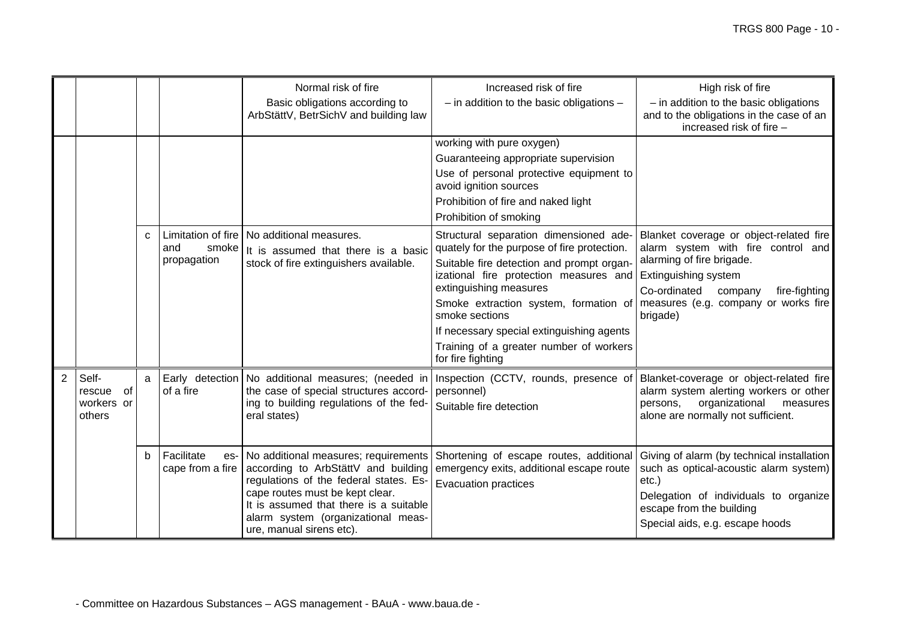| | | | | Normal risk of fire<br>Basic obligations according to ArbStättV, BetrSichV and building law | Increased risk of fire<br>– in addition to the basic obligations – | High risk of fire<br>– in addition to the basic obligations and to the obligations in the case of an increased risk of fire – |
|---|---|---|---|---|---|---|
| | | | | | working with pure oxygen)<br>Guaranteeing appropriate supervision<br>Use of personal protective equipment to avoid ignition sources<br>Prohibition of fire and naked light<br>Prohibition of smoking | |
| | | c | Limitation of fire and smoke propagation | No additional measures.<br>It is assumed that there is a basic stock of fire extinguishers available. | Structural separation dimensioned adequately for the purpose of fire protection.<br>Suitable fire detection and prompt organizational fire protection measures and extinguishing measures<br>Smoke extraction system, formation of smoke sections<br>If necessary special extinguishing agents<br>Training of a greater number of workers for fire fighting | Blanket coverage or object-related fire alarm system with fire control and alarming of fire brigade.<br>Extinguishing system<br>Co-ordinated company fire-fighting measures (e.g. company or works fire brigade) |
| 2 | Self-rescue of workers or others | a | Early detection of a fire | No additional measures; (needed in the case of special structures according to building regulations of the federal states) | Inspection (CCTV, rounds, presence of personnel)<br>Suitable fire detection | Blanket-coverage or object-related fire alarm system alerting workers or other persons, organizational measures alone are normally not sufficient. |
| | | b | Facilitate escape from a fire | No additional measures; requirements according to ArbStättV and building regulations of the federal states. Escape routes must be kept clear.<br>It is assumed that there is a suitable alarm system (organizational measure, manual sirens etc). | Shortening of escape routes, additional emergency exits, additional escape route<br>Evacuation practices | Giving of alarm (by technical installation such as optical-acoustic alarm system) etc.)<br>Delegation of individuals to organize escape from the building<br>Special aids, e.g. escape hoods |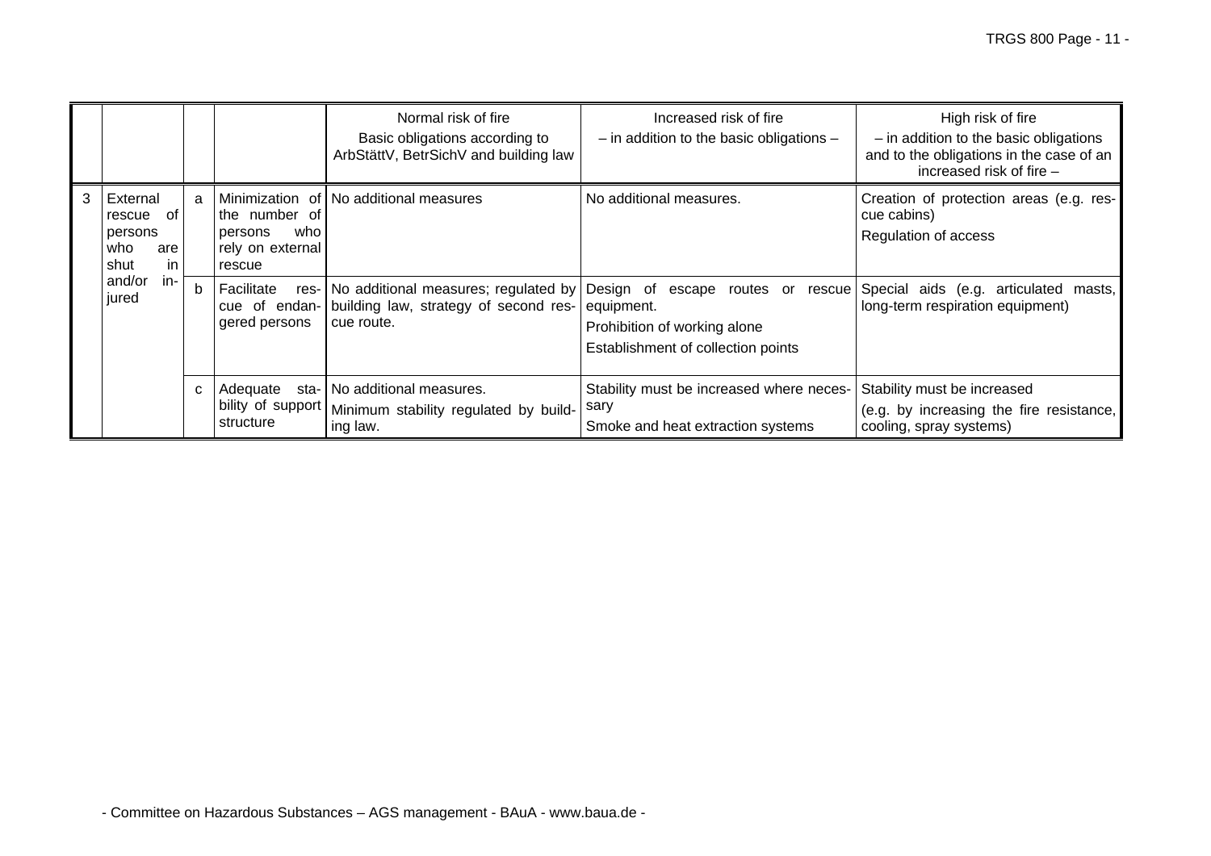| | | | | Normal risk of fire<br>Basic obligations according to ArbStättV, BetrSichV and building law | Increased risk of fire<br>– in addition to the basic obligations – | High risk of fire<br>– in addition to the basic obligations and to the obligations in the case of an increased risk of fire – |
|---|---|---|---|---|---|---|
| 3 | External rescue of persons who are shut in and/or injured | a | Minimization of the number of persons who rely on external rescue | No additional measures | No additional measures. | Creation of protection areas (e.g. rescue cabins)<br>Regulation of access |
| | | b | Facilitate rescue of endangered persons | No additional measures; regulated by building law, strategy of second rescue route. | Design of escape routes or rescue equipment.<br>Prohibition of working alone<br>Establishment of collection points | Special aids (e.g. articulated masts, long-term respiration equipment) |
| | | c | Adequate stability of support structure | No additional measures.<br>Minimum stability regulated by building law. | Stability must be increased where necessary<br>Smoke and heat extraction systems | Stability must be increased<br>(e.g. by increasing the fire resistance, cooling, spray systems) |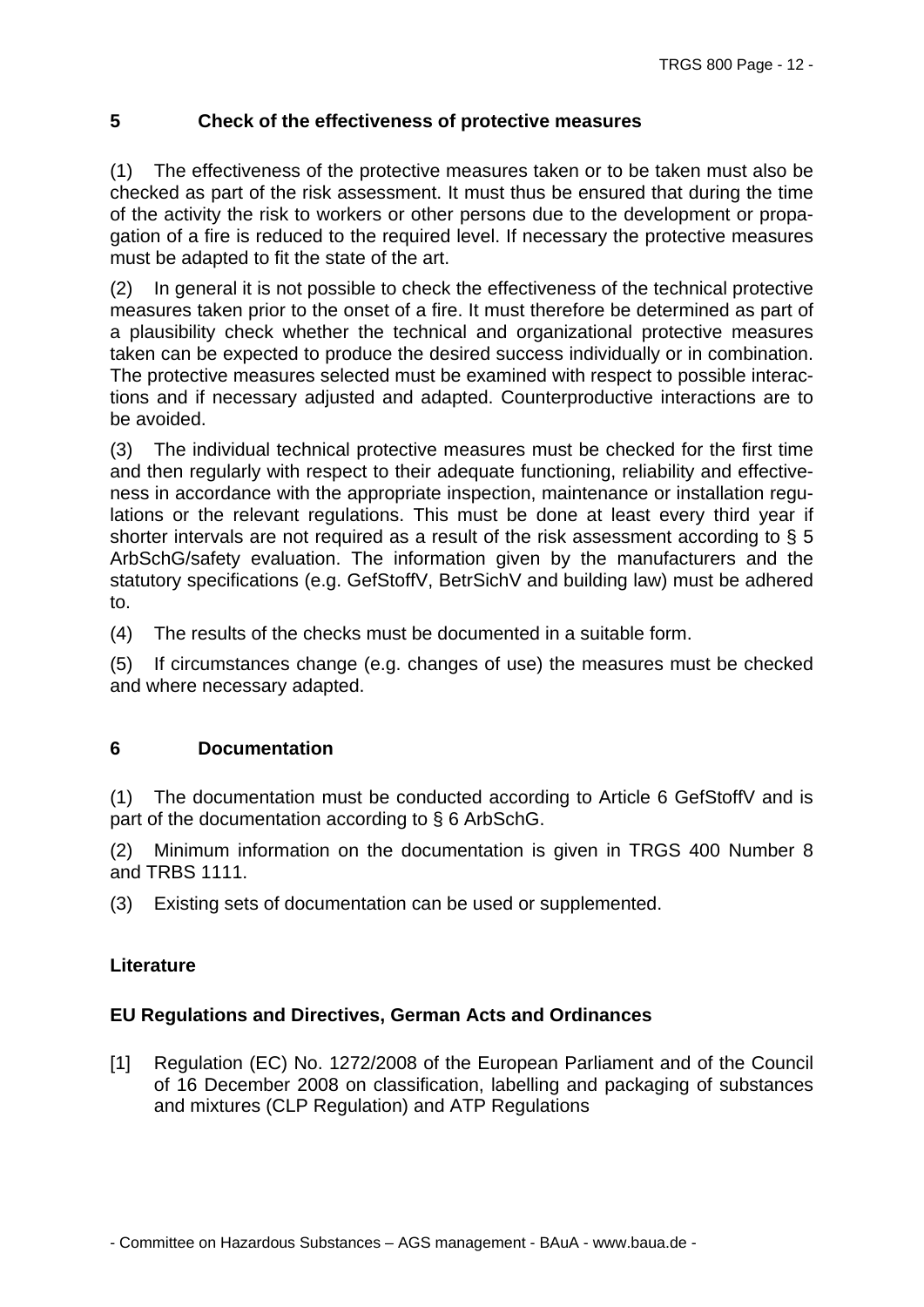## 5 Check of the effectiveness of protective measures

(1) The effectiveness of the protective measures taken or to be taken must also be checked as part of the risk assessment. It must thus be ensured that during the time of the activity the risk to workers or other persons due to the development or propagation of a fire is reduced to the required level. If necessary the protective measures must be adapted to fit the state of the art.

(2) In general it is not possible to check the effectiveness of the technical protective measures taken prior to the onset of a fire. It must therefore be determined as part of a plausibility check whether the technical and organizational protective measures taken can be expected to produce the desired success individually or in combination. The protective measures selected must be examined with respect to possible interactions and if necessary adjusted and adapted. Counterproductive interactions are to be avoided.

(3) The individual technical protective measures must be checked for the first time and then regularly with respect to their adequate functioning, reliability and effectiveness in accordance with the appropriate inspection, maintenance or installation regulations or the relevant regulations. This must be done at least every third year if shorter intervals are not required as a result of the risk assessment according to § 5 ArbSchG/safety evaluation. The information given by the manufacturers and the statutory specifications (e.g. GefStoffV, BetrSichV and building law) must be adhered to.

(4) The results of the checks must be documented in a suitable form.

(5) If circumstances change (e.g. changes of use) the measures must be checked and where necessary adapted.

## 6 Documentation

(1) The documentation must be conducted according to Article 6 GefStoffV and is part of the documentation according to § 6 ArbSchG.

(2) Minimum information on the documentation is given in TRGS 400 Number 8 and TRBS 1111.

(3) Existing sets of documentation can be used or supplemented.

## Literature

### EU Regulations and Directives, German Acts and Ordinances

[1] Regulation (EC) No. 1272/2008 of the European Parliament and of the Council of 16 December 2008 on classification, labelling and packaging of substances and mixtures (CLP Regulation) and ATP Regulations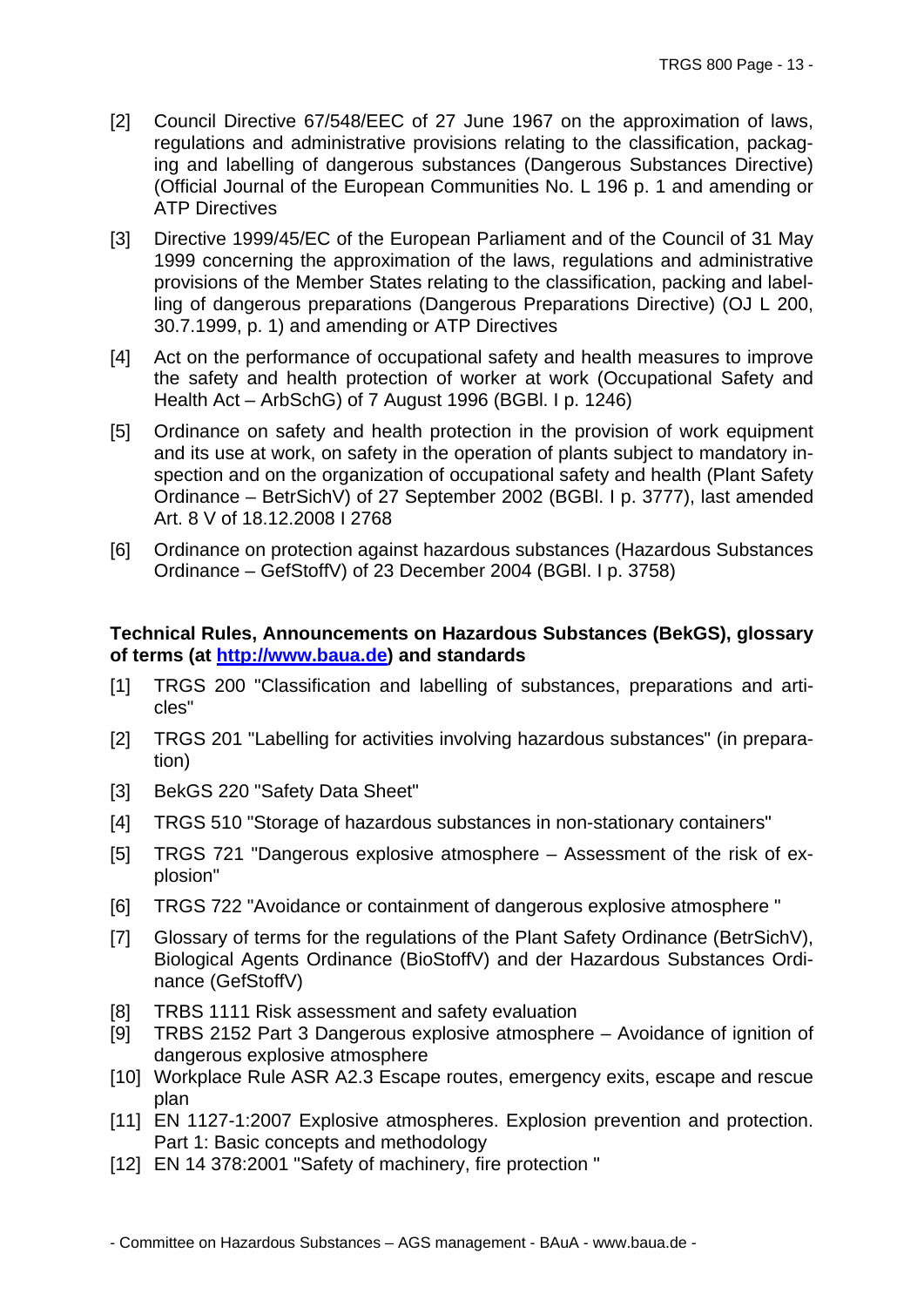[2] Council Directive 67/548/EEC of 27 June 1967 on the approximation of laws, regulations and administrative provisions relating to the classification, packaging and labelling of dangerous substances (Dangerous Substances Directive) (Official Journal of the European Communities No. L 196 p. 1 and amending or ATP Directives

[3] Directive 1999/45/EC of the European Parliament and of the Council of 31 May 1999 concerning the approximation of the laws, regulations and administrative provisions of the Member States relating to the classification, packing and labelling of dangerous preparations (Dangerous Preparations Directive) (OJ L 200, 30.7.1999, p. 1) and amending or ATP Directives

[4] Act on the performance of occupational safety and health measures to improve the safety and health protection of worker at work (Occupational Safety and Health Act – ArbSchG) of 7 August 1996 (BGBl. I p. 1246)

[5] Ordinance on safety and health protection in the provision of work equipment and its use at work, on safety in the operation of plants subject to mandatory inspection and on the organization of occupational safety and health (Plant Safety Ordinance – BetrSichV) of 27 September 2002 (BGBl. I p. 3777), last amended Art. 8 V of 18.12.2008 I 2768

[6] Ordinance on protection against hazardous substances (Hazardous Substances Ordinance – GefStoffV) of 23 December 2004 (BGBl. I p. 3758)

**Technical Rules, Announcements on Hazardous Substances (BekGS), glossary of terms (at [http://www.baua.de](http://www.baua.de)) and standards**

[1] TRGS 200 "Classification and labelling of substances, preparations and articles"

[2] TRGS 201 "Labelling for activities involving hazardous substances" (in preparation)

[3] BekGS 220 "Safety Data Sheet"

[4] TRGS 510 "Storage of hazardous substances in non-stationary containers"

[5] TRGS 721 "Dangerous explosive atmosphere – Assessment of the risk of explosion"

[6] TRGS 722 "Avoidance or containment of dangerous explosive atmosphere "

[7] Glossary of terms for the regulations of the Plant Safety Ordinance (BetrSichV), Biological Agents Ordinance (BioStoffV) and der Hazardous Substances Ordinance (GefStoffV)

[8] TRBS 1111 Risk assessment and safety evaluation

[9] TRBS 2152 Part 3 Dangerous explosive atmosphere – Avoidance of ignition of dangerous explosive atmosphere

[10] Workplace Rule ASR A2.3 Escape routes, emergency exits, escape and rescue plan

[11] EN 1127-1:2007 Explosive atmospheres. Explosion prevention and protection. Part 1: Basic concepts and methodology

[12] EN 14 378:2001 "Safety of machinery, fire protection "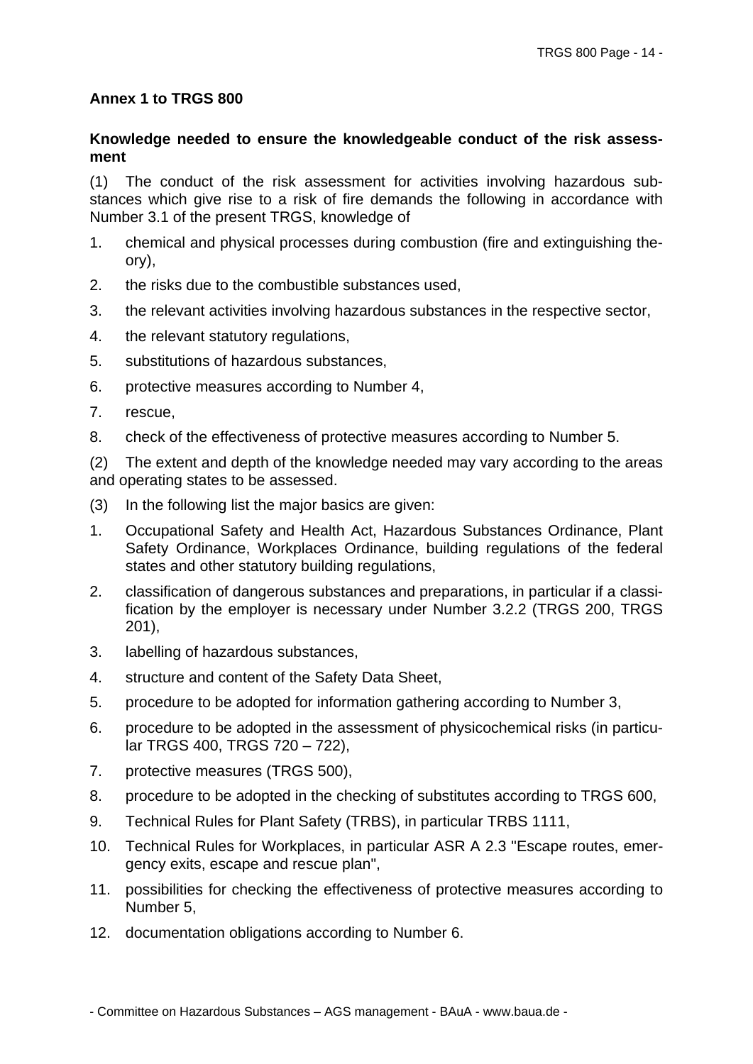## Annex 1 to TRGS 800

### Knowledge needed to ensure the knowledgeable conduct of the risk assessment

(1) The conduct of the risk assessment for activities involving hazardous substances which give rise to a risk of fire demands the following in accordance with Number 3.1 of the present TRGS, knowledge of

1. chemical and physical processes during combustion (fire and extinguishing theory),
2. the risks due to the combustible substances used,
3. the relevant activities involving hazardous substances in the respective sector,
4. the relevant statutory regulations,
5. substitutions of hazardous substances,
6. protective measures according to Number 4,
7. rescue,
8. check of the effectiveness of protective measures according to Number 5.

(2) The extent and depth of the knowledge needed may vary according to the areas and operating states to be assessed.

(3) In the following list the major basics are given:

1. Occupational Safety and Health Act, Hazardous Substances Ordinance, Plant Safety Ordinance, Workplaces Ordinance, building regulations of the federal states and other statutory building regulations,
2. classification of dangerous substances and preparations, in particular if a classification by the employer is necessary under Number 3.2.2 (TRGS 200, TRGS 201),
3. labelling of hazardous substances,
4. structure and content of the Safety Data Sheet,
5. procedure to be adopted for information gathering according to Number 3,
6. procedure to be adopted in the assessment of physicochemical risks (in particular TRGS 400, TRGS 720 – 722),
7. protective measures (TRGS 500),
8. procedure to be adopted in the checking of substitutes according to TRGS 600,
9. Technical Rules for Plant Safety (TRBS), in particular TRBS 1111,
10. Technical Rules for Workplaces, in particular ASR A 2.3 "Escape routes, emergency exits, escape and rescue plan",
11. possibilities for checking the effectiveness of protective measures according to Number 5,
12. documentation obligations according to Number 6.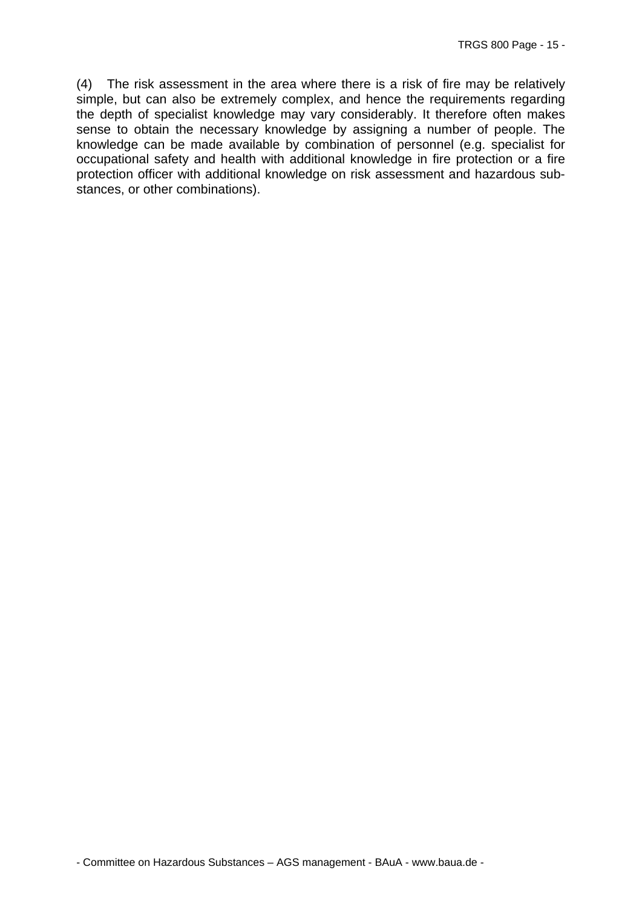(4) The risk assessment in the area where there is a risk of fire may be relatively simple, but can also be extremely complex, and hence the requirements regarding the depth of specialist knowledge may vary considerably. It therefore often makes sense to obtain the necessary knowledge by assigning a number of people. The knowledge can be made available by combination of personnel (e.g. specialist for occupational safety and health with additional knowledge in fire protection or a fire protection officer with additional knowledge on risk assessment and hazardous substances, or other combinations).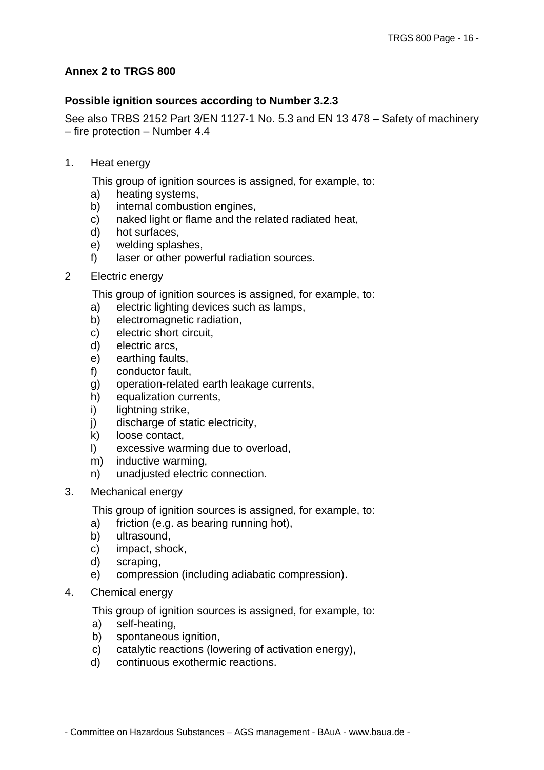**Annex 2 to TRGS 800**

**Possible ignition sources according to Number 3.2.3**

See also TRBS 2152 Part 3/EN 1127-1 No. 5.3 and EN 13 478 – Safety of machinery – fire protection – Number 4.4

1. Heat energy

   This group of ignition sources is assigned, for example, to:
   a) heating systems,
   b) internal combustion engines,
   c) naked light or flame and the related radiated heat,
   d) hot surfaces,
   e) welding splashes,
   f) laser or other powerful radiation sources.

2 Electric energy

   This group of ignition sources is assigned, for example, to:
   a) electric lighting devices such as lamps,
   b) electromagnetic radiation,
   c) electric short circuit,
   d) electric arcs,
   e) earthing faults,
   f) conductor fault,
   g) operation-related earth leakage currents,
   h) equalization currents,
   i) lightning strike,
   j) discharge of static electricity,
   k) loose contact,
   l) excessive warming due to overload,
   m) inductive warming,
   n) unadjusted electric connection.

3. Mechanical energy

   This group of ignition sources is assigned, for example, to:
   a) friction (e.g. as bearing running hot),
   b) ultrasound,
   c) impact, shock,
   d) scraping,
   e) compression (including adiabatic compression).

4. Chemical energy

   This group of ignition sources is assigned, for example, to:
   a) self-heating,
   b) spontaneous ignition,
   c) catalytic reactions (lowering of activation energy),
   d) continuous exothermic reactions.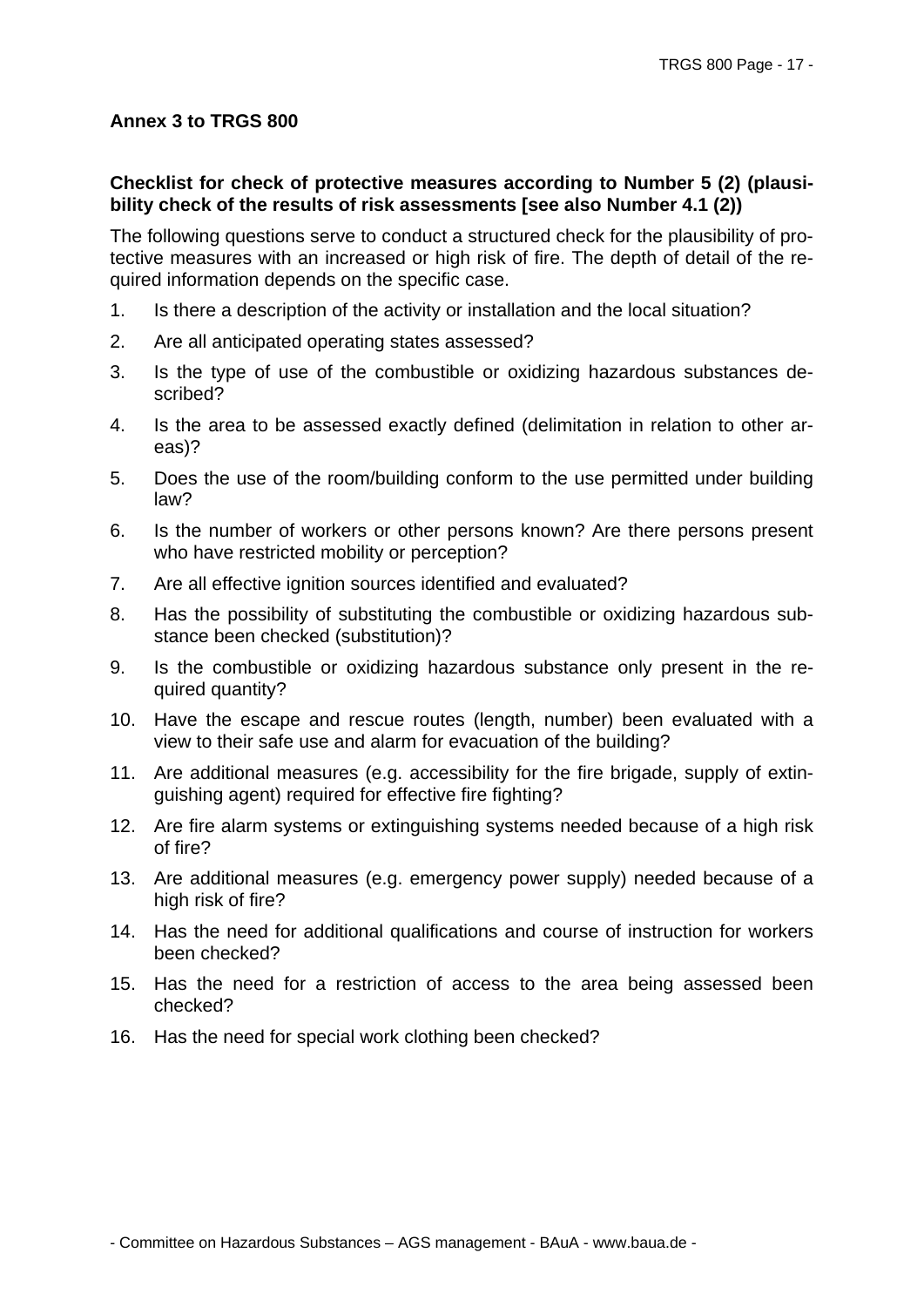## Annex 3 to TRGS 800

**Checklist for check of protective measures according to Number 5 (2) (plausibility check of the results of risk assessments [see also Number 4.1 (2))**

The following questions serve to conduct a structured check for the plausibility of protective measures with an increased or high risk of fire. The depth of detail of the required information depends on the specific case.

1. Is there a description of the activity or installation and the local situation?
2. Are all anticipated operating states assessed?
3. Is the type of use of the combustible or oxidizing hazardous substances described?
4. Is the area to be assessed exactly defined (delimitation in relation to other areas)?
5. Does the use of the room/building conform to the use permitted under building law?
6. Is the number of workers or other persons known? Are there persons present who have restricted mobility or perception?
7. Are all effective ignition sources identified and evaluated?
8. Has the possibility of substituting the combustible or oxidizing hazardous substance been checked (substitution)?
9. Is the combustible or oxidizing hazardous substance only present in the required quantity?
10. Have the escape and rescue routes (length, number) been evaluated with a view to their safe use and alarm for evacuation of the building?
11. Are additional measures (e.g. accessibility for the fire brigade, supply of extinguishing agent) required for effective fire fighting?
12. Are fire alarm systems or extinguishing systems needed because of a high risk of fire?
13. Are additional measures (e.g. emergency power supply) needed because of a high risk of fire?
14. Has the need for additional qualifications and course of instruction for workers been checked?
15. Has the need for a restriction of access to the area being assessed been checked?
16. Has the need for special work clothing been checked?